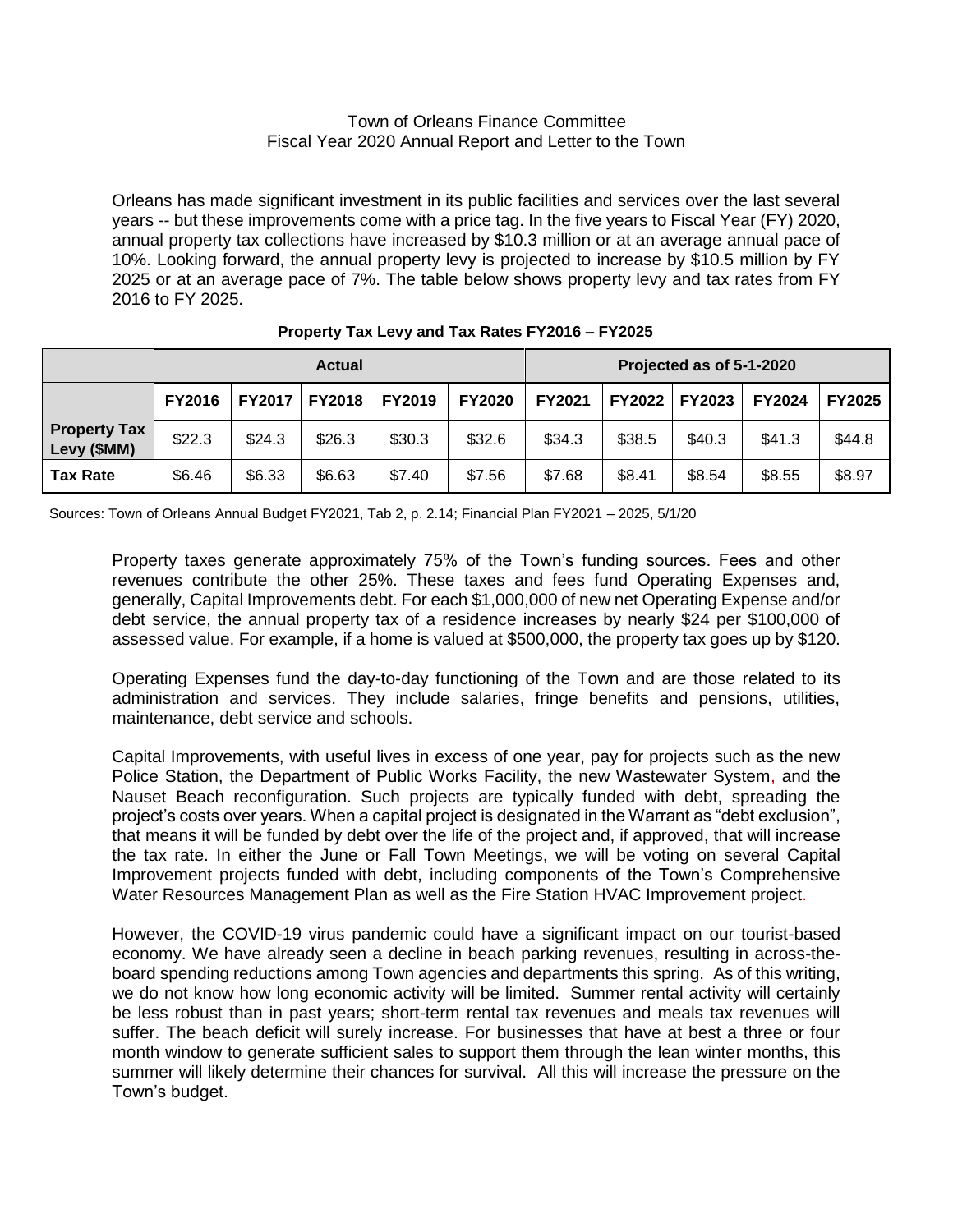Town of Orleans Finance Committee
Fiscal Year 2020 Annual Report and Letter to the Town

Orleans has made significant investment in its public facilities and services over the last several years -- but these improvements come with a price tag. In the five years to Fiscal Year (FY) 2020, annual property tax collections have increased by $10.3 million or at an average annual pace of 10%. Looking forward, the annual property levy is projected to increase by $10.5 million by FY 2025 or at an average pace of 7%. The table below shows property levy and tax rates from FY 2016 to FY 2025.

**Property Tax Levy and Tax Rates FY2016 – FY2025**

| | Actual | | | | | Projected as of 5-1-2020 | | | | |
|---|---|---|---|---|---|---|---|---|---|---|
| | **FY2016** | **FY2017** | **FY2018** | **FY2019** | **FY2020** | **FY2021** | **FY2022** | **FY2023** | **FY2024** | **FY2025** |
| **Property Tax Levy ($MM)** | $22.3 | $24.3 | $26.3 | $30.3 | $32.6 | $34.3 | $38.5 | $40.3 | $41.3 | $44.8 |
| **Tax Rate** | $6.46 | $6.33 | $6.63 | $7.40 | $7.56 | $7.68 | $8.41 | $8.54 | $8.55 | $8.97 |

Sources: Town of Orleans Annual Budget FY2021, Tab 2, p. 2.14; Financial Plan FY2021 – 2025, 5/1/20

Property taxes generate approximately 75% of the Town's funding sources. Fees and other revenues contribute the other 25%. These taxes and fees fund Operating Expenses and, generally, Capital Improvements debt. For each $1,000,000 of new net Operating Expense and/or debt service, the annual property tax of a residence increases by nearly $24 per $100,000 of assessed value. For example, if a home is valued at $500,000, the property tax goes up by $120.

Operating Expenses fund the day-to-day functioning of the Town and are those related to its administration and services. They include salaries, fringe benefits and pensions, utilities, maintenance, debt service and schools.

Capital Improvements, with useful lives in excess of one year, pay for projects such as the new Police Station, the Department of Public Works Facility, the new Wastewater System, and the Nauset Beach reconfiguration. Such projects are typically funded with debt, spreading the project's costs over years. When a capital project is designated in the Warrant as "debt exclusion", that means it will be funded by debt over the life of the project and, if approved, that will increase the tax rate. In either the June or Fall Town Meetings, we will be voting on several Capital Improvement projects funded with debt, including components of the Town's Comprehensive Water Resources Management Plan as well as the Fire Station HVAC Improvement project.

However, the COVID-19 virus pandemic could have a significant impact on our tourist-based economy. We have already seen a decline in beach parking revenues, resulting in across-the-board spending reductions among Town agencies and departments this spring. As of this writing, we do not know how long economic activity will be limited. Summer rental activity will certainly be less robust than in past years; short-term rental tax revenues and meals tax revenues will suffer. The beach deficit will surely increase. For businesses that have at best a three or four month window to generate sufficient sales to support them through the lean winter months, this summer will likely determine their chances for survival. All this will increase the pressure on the Town's budget.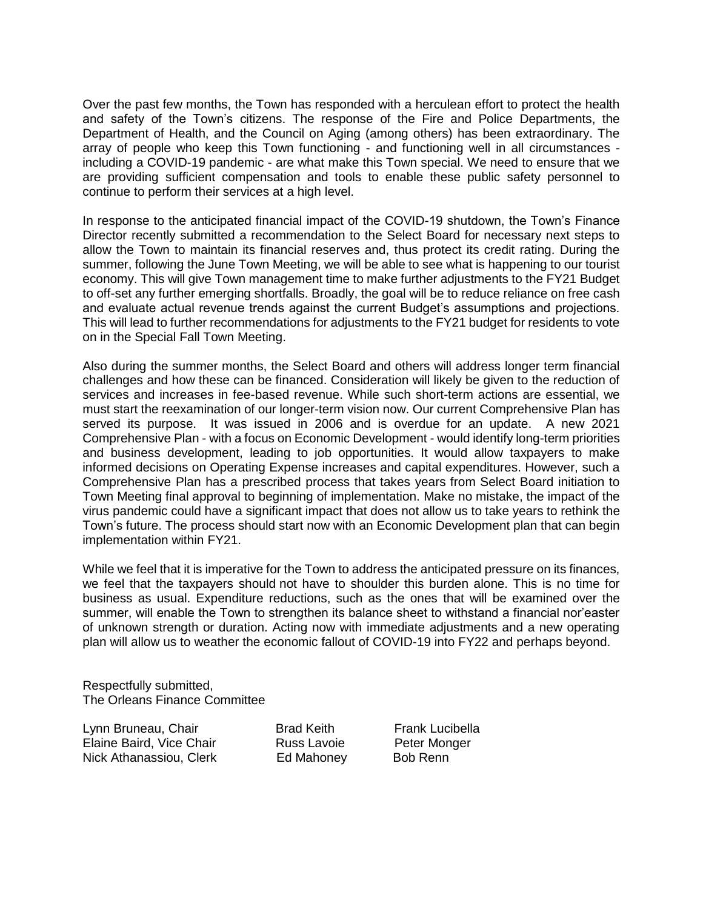Over the past few months, the Town has responded with a herculean effort to protect the health and safety of the Town's citizens. The response of the Fire and Police Departments, the Department of Health, and the Council on Aging (among others) has been extraordinary. The array of people who keep this Town functioning - and functioning well in all circumstances - including a COVID-19 pandemic - are what make this Town special. We need to ensure that we are providing sufficient compensation and tools to enable these public safety personnel to continue to perform their services at a high level.

In response to the anticipated financial impact of the COVID-19 shutdown, the Town's Finance Director recently submitted a recommendation to the Select Board for necessary next steps to allow the Town to maintain its financial reserves and, thus protect its credit rating. During the summer, following the June Town Meeting, we will be able to see what is happening to our tourist economy. This will give Town management time to make further adjustments to the FY21 Budget to off-set any further emerging shortfalls. Broadly, the goal will be to reduce reliance on free cash and evaluate actual revenue trends against the current Budget's assumptions and projections. This will lead to further recommendations for adjustments to the FY21 budget for residents to vote on in the Special Fall Town Meeting.

Also during the summer months, the Select Board and others will address longer term financial challenges and how these can be financed. Consideration will likely be given to the reduction of services and increases in fee-based revenue. While such short-term actions are essential, we must start the reexamination of our longer-term vision now. Our current Comprehensive Plan has served its purpose. It was issued in 2006 and is overdue for an update. A new 2021 Comprehensive Plan - with a focus on Economic Development - would identify long-term priorities and business development, leading to job opportunities. It would allow taxpayers to make informed decisions on Operating Expense increases and capital expenditures. However, such a Comprehensive Plan has a prescribed process that takes years from Select Board initiation to Town Meeting final approval to beginning of implementation. Make no mistake, the impact of the virus pandemic could have a significant impact that does not allow us to take years to rethink the Town's future. The process should start now with an Economic Development plan that can begin implementation within FY21.

While we feel that it is imperative for the Town to address the anticipated pressure on its finances, we feel that the taxpayers should not have to shoulder this burden alone. This is no time for business as usual. Expenditure reductions, such as the ones that will be examined over the summer, will enable the Town to strengthen its balance sheet to withstand a financial nor'easter of unknown strength or duration. Acting now with immediate adjustments and a new operating plan will allow us to weather the economic fallout of COVID-19 into FY22 and perhaps beyond.

Respectfully submitted,
The Orleans Finance Committee

Lynn Bruneau, Chair
Elaine Baird, Vice Chair
Nick Athanassiou, Clerk
Brad Keith
Russ Lavoie
Ed Mahoney
Frank Lucibella
Peter Monger
Bob Renn